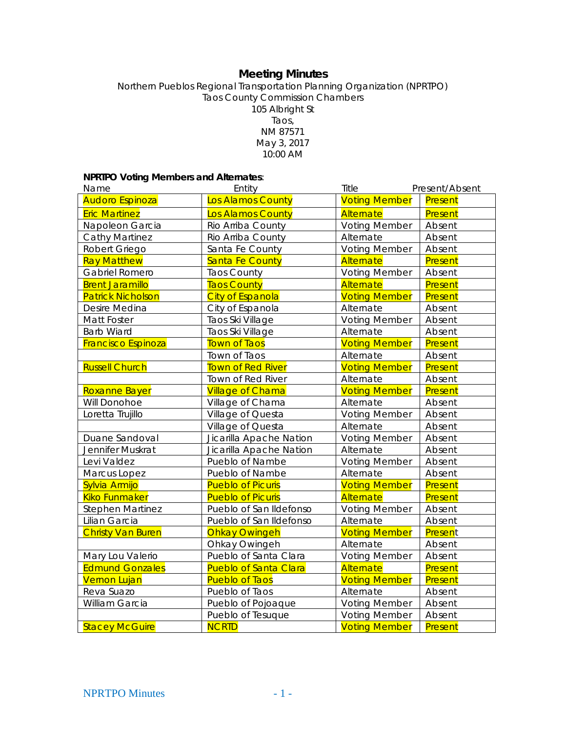# Meeting Minutes

Northern Pueblos Regional Transportation Planning Organization (NPRTPO)
Taos County Commission Chambers
105 Albright St
Taos,
NM 87571
May 3, 2017
10:00 AM

**NPRTPO Voting Members and Alternates**:

| Name | Entity | Title | Present/Absent |
|---|---|---|---|
| Audoro Espinoza | Los Alamos County | Voting Member | Present |
| Eric Martinez | Los Alamos County | Alternate | Present |
| Napoleon Garcia | Rio Arriba County | Voting Member | Absent |
| Cathy Martinez | Rio Arriba County | Alternate | Absent |
| Robert Griego | Santa Fe County | Voting Member | Absent |
| Ray Matthew | Santa Fe County | Alternate | Present |
| Gabriel Romero | Taos County | Voting Member | Absent |
| Brent Jaramillo | Taos County | Alternate | Present |
| Patrick Nicholson | City of Espanola | Voting Member | Present |
| Desire Medina | City of Espanola | Alternate | Absent |
| Matt Foster | Taos Ski Village | Voting Member | Absent |
| Barb Wiard | Taos Ski Village | Alternate | Absent |
| Francisco Espinoza | Town of Taos | Voting Member | Present |
| | Town of Taos | Alternate | Absent |
| Russell Church | Town of Red River | Voting Member | Present |
| | Town of Red River | Alternate | Absent |
| Roxanne Bayer | Village of Chama | Voting Member | Present |
| Will Donohoe | Village of Chama | Alternate | Absent |
| Loretta Trujillo | Village of Questa | Voting Member | Absent |
| | Village of Questa | Alternate | Absent |
| Duane Sandoval | Jicarilla Apache Nation | Voting Member | Absent |
| Jennifer Muskrat | Jicarilla Apache Nation | Alternate | Absent |
| Levi Valdez | Pueblo of Nambe | Voting Member | Absent |
| Marcus Lopez | Pueblo of Nambe | Alternate | Absent |
| Sylvia Armijo | Pueblo of Picuris | Voting Member | Present |
| Kiko Funmaker | Pueblo of Picuris | Alternate | Present |
| Stephen Martinez | Pueblo of San Ildefonso | Voting Member | Absent |
| Lilian Garcia | Pueblo of San Ildefonso | Alternate | Absent |
| Christy Van Buren | Ohkay Owingeh | Voting Member | Present |
| | Ohkay Owingeh | Alternate | Absent |
| Mary Lou Valerio | Pueblo of Santa Clara | Voting Member | Absent |
| Edmund Gonzales | Pueblo of Santa Clara | Alternate | Present |
| Vernon Lujan | Pueblo of Taos | Voting Member | Present |
| Reva Suazo | Pueblo of Taos | Alternate | Absent |
| William Garcia | Pueblo of Pojoaque | Voting Member | Absent |
| | Pueblo of Tesuque | Voting Member | Absent |
| Stacey McGuire | NCRTD | Voting Member | Present |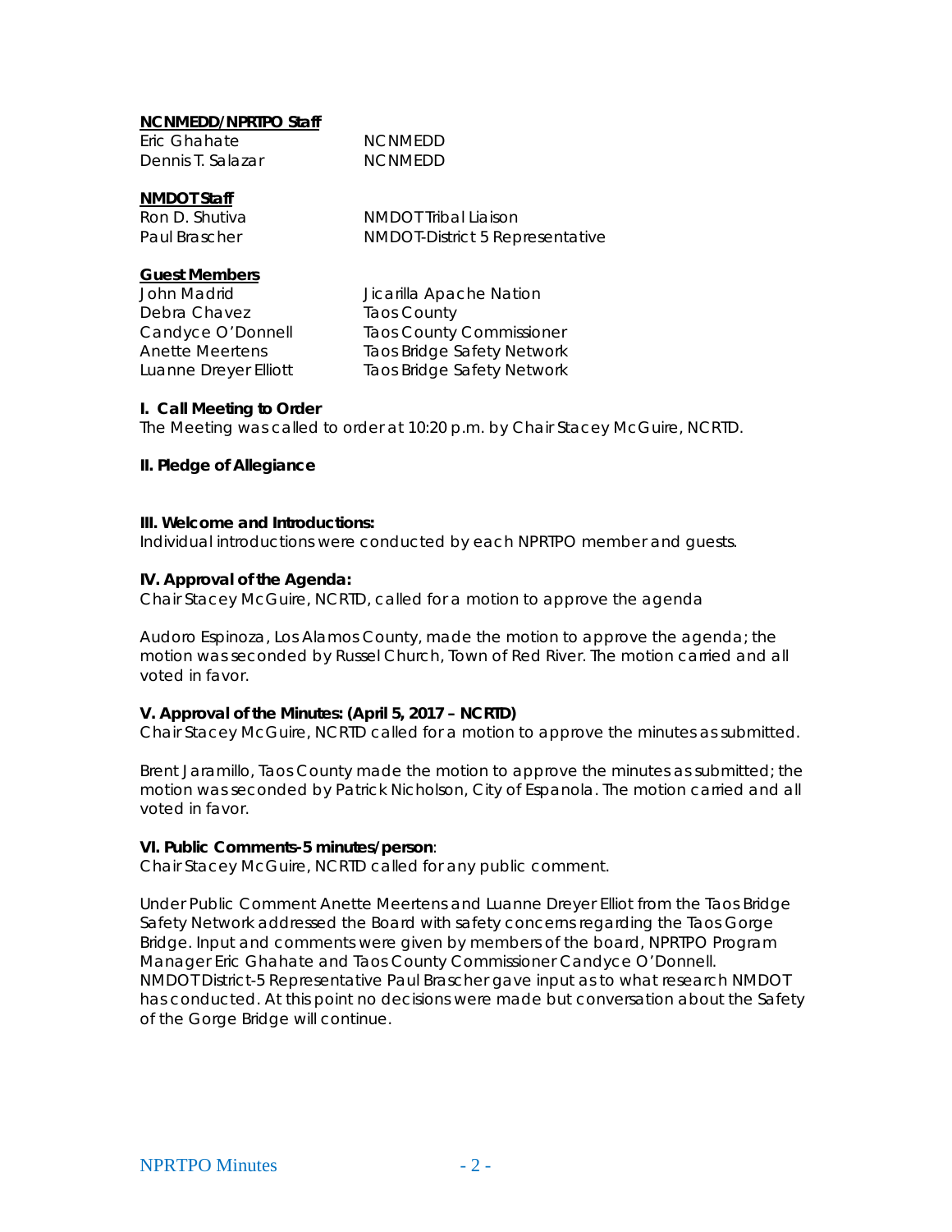**NCNMEDD/NPRTPO Staff**

| | |
|---|---|
| Eric Ghahate | NCNMEDD |
| Dennis T. Salazar | NCNMEDD |

**NMDOT Staff**

| | |
|---|---|
| Ron D. Shutiva | NMDOT Tribal Liaison |
| Paul Brascher | NMDOT-District 5 Representative |

**Guest Members**

| | |
|---|---|
| John Madrid | Jicarilla Apache Nation |
| Debra Chavez | Taos County |
| Candyce O'Donnell | Taos County Commissioner |
| Anette Meertens | Taos Bridge Safety Network |
| Luanne Dreyer Elliott | Taos Bridge Safety Network |

**I. Call Meeting to Order**

The Meeting was called to order at 10:20 p.m. by Chair Stacey McGuire, NCRTD.

**II. Pledge of Allegiance**

**III. Welcome and Introductions:**

Individual introductions were conducted by each NPRTPO member and guests.

**IV. Approval of the Agenda:**

Chair Stacey McGuire, NCRTD, called for a motion to approve the agenda

Audoro Espinoza, Los Alamos County, made the motion to approve the agenda; the motion was seconded by Russel Church, Town of Red River. The motion carried and all voted in favor.

**V. Approval of the Minutes: (April 5, 2017 – NCRTD)**

Chair Stacey McGuire, NCRTD called for a motion to approve the minutes as submitted.

Brent Jaramillo, Taos County made the motion to approve the minutes as submitted; the motion was seconded by Patrick Nicholson, City of Espanola. The motion carried and all voted in favor.

**VI. Public Comments-5 minutes/person**:

Chair Stacey McGuire, NCRTD called for any public comment.

Under Public Comment Anette Meertens and Luanne Dreyer Elliot from the Taos Bridge Safety Network addressed the Board with safety concerns regarding the Taos Gorge Bridge. Input and comments were given by members of the board, NPRTPO Program Manager Eric Ghahate and Taos County Commissioner Candyce O'Donnell. NMDOT District-5 Representative Paul Brascher gave input as to what research NMDOT has conducted. At this point no decisions were made but conversation about the Safety of the Gorge Bridge will continue.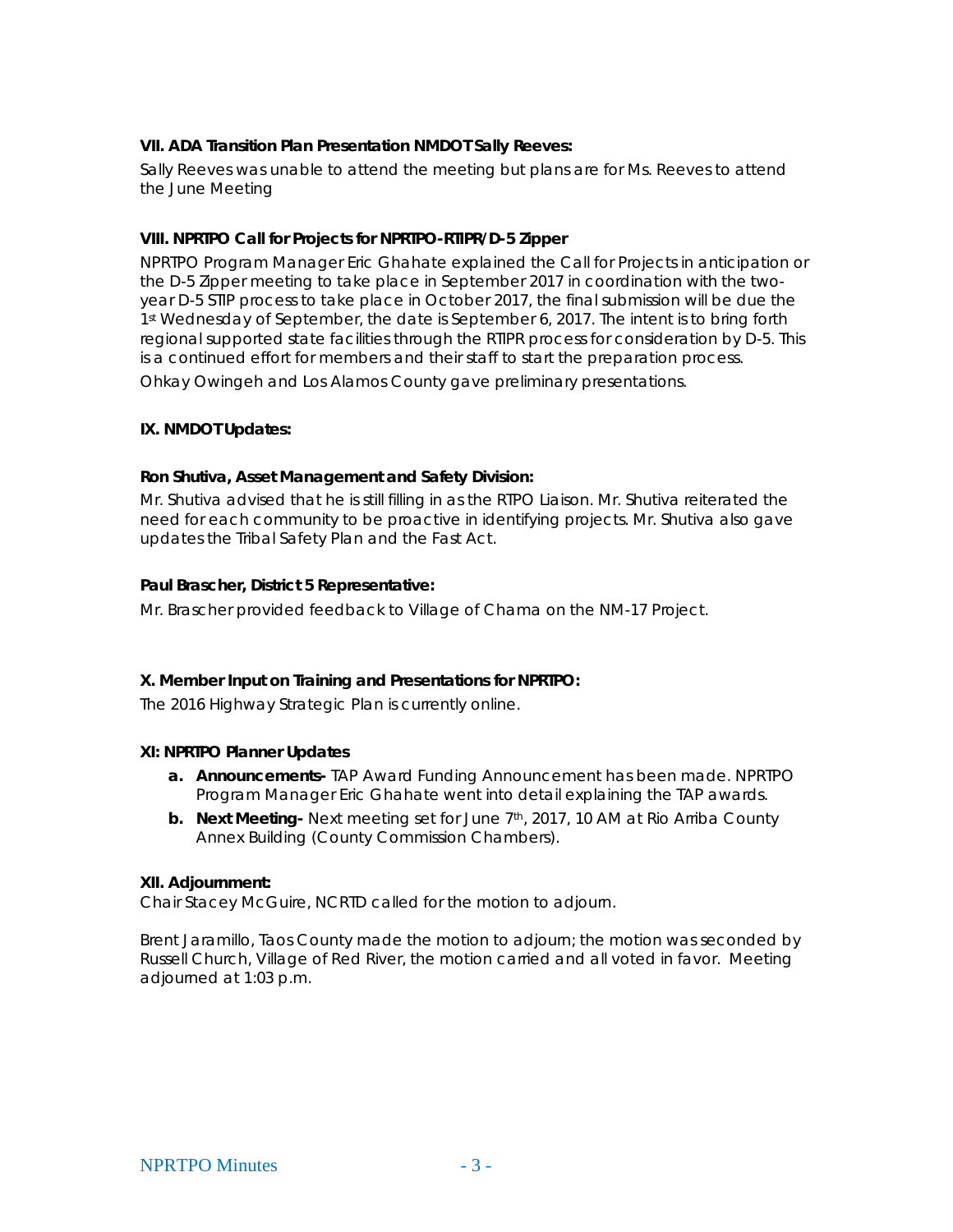**VII. ADA Transition Plan Presentation NMDOT Sally Reeves:**

Sally Reeves was unable to attend the meeting but plans are for Ms. Reeves to attend the June Meeting

**VIII. NPRTPO Call for Projects for NPRTPO-RTIPR/D-5 Zipper**

NPRTPO Program Manager Eric Ghahate explained the Call for Projects in anticipation or the D-5 Zipper meeting to take place in September 2017 in coordination with the two-year D-5 STIP process to take place in October 2017, the final submission will be due the 1st Wednesday of September, the date is September 6, 2017. The intent is to bring forth regional supported state facilities through the RTIPR process for consideration by D-5. This is a continued effort for members and their staff to start the preparation process.

Ohkay Owingeh and Los Alamos County gave preliminary presentations.

**IX. NMDOT Updates:**

**Ron Shutiva, Asset Management and Safety Division:**

Mr. Shutiva advised that he is still filling in as the RTPO Liaison. Mr. Shutiva reiterated the need for each community to be proactive in identifying projects. Mr. Shutiva also gave updates the Tribal Safety Plan and the Fast Act.

**Paul Brascher, District 5 Representative:**

Mr. Brascher provided feedback to Village of Chama on the NM-17 Project.

**X. Member Input on Training and Presentations for NPRTPO:**

The 2016 Highway Strategic Plan is currently online.

**XI: NPRTPO Planner Updates**

a. **Announcements-** TAP Award Funding Announcement has been made. NPRTPO Program Manager Eric Ghahate went into detail explaining the TAP awards.
b. **Next Meeting-** Next meeting set for June 7th, 2017, 10 AM at Rio Arriba County Annex Building (County Commission Chambers).

**XII. Adjournment:**

Chair Stacey McGuire, NCRTD called for the motion to adjourn.

Brent Jaramillo, Taos County made the motion to adjourn; the motion was seconded by Russell Church, Village of Red River, the motion carried and all voted in favor. Meeting adjourned at 1:03 p.m.